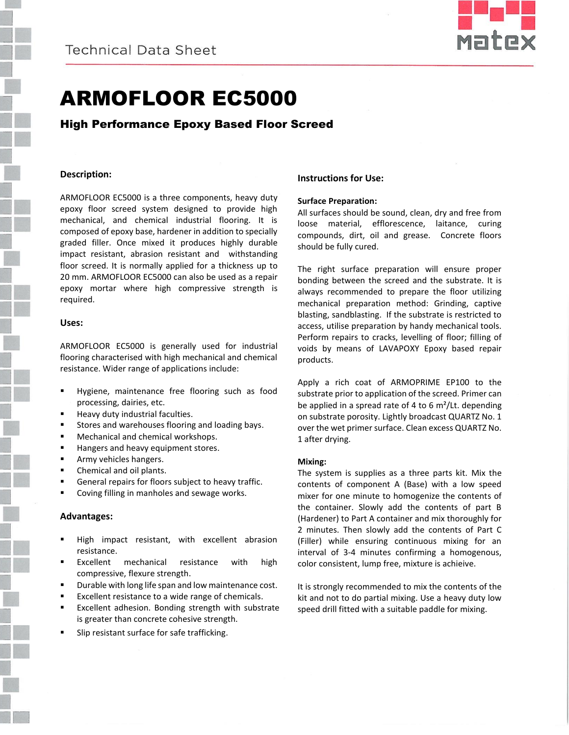# ARMOFLOOR EC5000

## High Performance Epoxy Based Floor Screed

### Description:

ARMOFLOOR EC5000 is a three components, heavy duty epoxy floor screed system designed to provide high mechanical, and chemical industrial flooring. It is composed of epoxy base, hardener in addition to specially graded filler. Once mixed it produces highly durable impact resistant, abrasion resistant and withstanding floor screed. It is normally applied for a thickness up to 20 mm. ARMOFLOOR EC5000 can also be used as a repair epoxy mortar where high compressive strength is required.

### Uses:

ARMOFLOOR EC5000 is generally used for industrial flooring characterised with high mechanical and chemical resistance. Wider range of applications include:

- Hygiene, maintenance free flooring such as food processing, dairies, etc.
- Heavy duty industrial faculties.
- Stores and warehouses flooring and loading bays.
- Mechanical and chemical workshops.
- Hangers and heavy equipment stores.
- Army vehicles hangers.
- Chemical and oil plants.
- General repairs for floors subject to heavy traffic.
- Coving filling in manholes and sewage works.

### Advantages:

- High impact resistant, with excellent abrasion resistance.
- Excellent mechanical resistance with high compressive, flexure strength.
- Durable with long life span and low maintenance cost.
- Excellent resistance to a wide range of chemicals.
- Excellent adhesion. Bonding strength with substrate is greater than concrete cohesive strength.
- Slip resistant surface for safe trafficking.

### Instructions for Use:

**Surface Preparation:**

All surfaces should be sound, clean, dry and free from loose material, efflorescence, laitance, curing compounds, dirt, oil and grease. Concrete floors should be fully cured.

The right surface preparation will ensure proper bonding between the screed and the substrate. It is always recommended to prepare the floor utilizing mechanical preparation method: Grinding, captive blasting, sandblasting. If the substrate is restricted to access, utilise preparation by handy mechanical tools. Perform repairs to cracks, levelling of floor; filling of voids by means of LAVAPOXY Epoxy based repair products.

Apply a rich coat of ARMOPRIME EP100 to the substrate prior to application of the screed. Primer can be applied in a spread rate of 4 to 6 m²/Lt. depending on substrate porosity. Lightly broadcast QUARTZ No. 1 over the wet primer surface. Clean excess QUARTZ No. 1 after drying.

**Mixing:**

The system is supplies as a three parts kit. Mix the contents of component A (Base) with a low speed mixer for one minute to homogenize the contents of the container. Slowly add the contents of part B (Hardener) to Part A container and mix thoroughly for 2 minutes. Then slowly add the contents of Part C (Filler) while ensuring continuous mixing for an interval of 3-4 minutes confirming a homogenous, color consistent, lump free, mixture is achieive.

It is strongly recommended to mix the contents of the kit and not to do partial mixing. Use a heavy duty low speed drill fitted with a suitable paddle for mixing.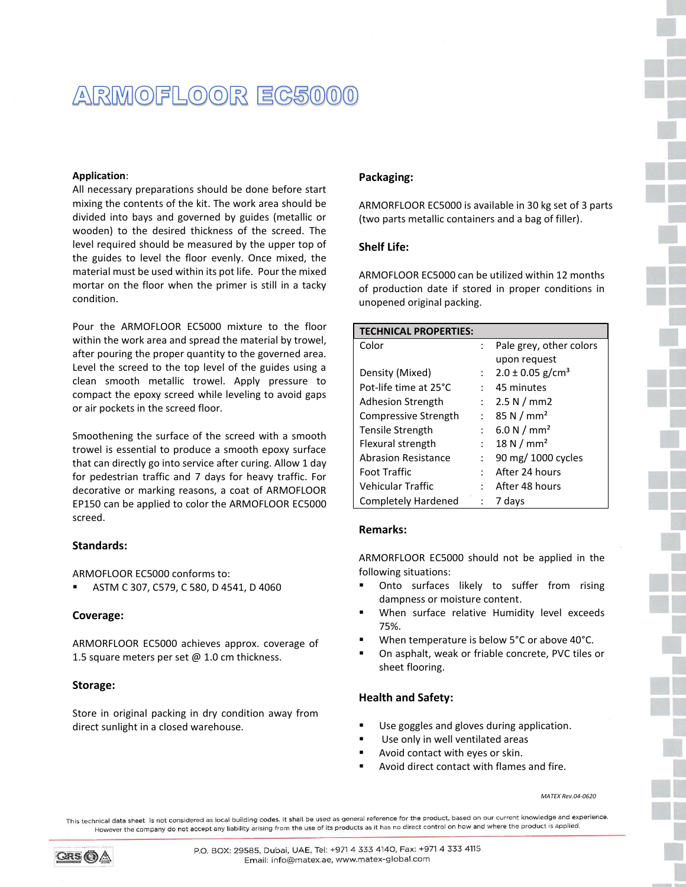# ARMOFLOOR EC5000

**Application**:

All necessary preparations should be done before start mixing the contents of the kit. The work area should be divided into bays and governed by guides (metallic or wooden) to the desired thickness of the screed. The level required should be measured by the upper top of the guides to level the floor evenly. Once mixed, the material must be used within its pot life. Pour the mixed mortar on the floor when the primer is still in a tacky condition.

Pour the ARMOFLOOR EC5000 mixture to the floor within the work area and spread the material by trowel, after pouring the proper quantity to the governed area. Level the screed to the top level of the guides using a clean smooth metallic trowel. Apply pressure to compact the epoxy screed while leveling to avoid gaps or air pockets in the screed floor.

Smoothening the surface of the screed with a smooth trowel is essential to produce a smooth epoxy surface that can directly go into service after curing. Allow 1 day for pedestrian traffic and 7 days for heavy traffic. For decorative or marking reasons, a coat of ARMOFLOOR EP150 can be applied to color the ARMOFLOOR EC5000 screed.

## Standards:

ARMOFLOOR EC5000 conforms to:

- ASTM C 307, C579, C 580, D 4541, D 4060

## Coverage:

ARMORFLOOR EC5000 achieves approx. coverage of 1.5 square meters per set @ 1.0 cm thickness.

## Storage:

Store in original packing in dry condition away from direct sunlight in a closed warehouse.

## Packaging:

ARMORFLOOR EC5000 is available in 30 kg set of 3 parts (two parts metallic containers and a bag of filler).

## Shelf Life:

ARMOFLOOR EC5000 can be utilized within 12 months of production date if stored in proper conditions in unopened original packing.

| TECHNICAL PROPERTIES: | | |
|---|---|---|
| Color | : | Pale grey, other colors upon request |
| Density (Mixed) | : | 2.0 ± 0.05 g/cm³ |
| Pot-life time at 25°C | : | 45 minutes |
| Adhesion Strength | : | 2.5 N / mm2 |
| Compressive Strength | : | 85 N / mm² |
| Tensile Strength | : | 6.0 N / mm² |
| Flexural strength | : | 18 N / mm² |
| Abrasion Resistance | : | 90 mg/ 1000 cycles |
| Foot Traffic | : | After 24 hours |
| Vehicular Traffic | : | After 48 hours |
| Completely Hardened | : | 7 days |

## Remarks:

ARMORFLOOR EC5000 should not be applied in the following situations:

- Onto surfaces likely to suffer from rising dampness or moisture content.
- When surface relative Humidity level exceeds 75%.
- When temperature is below 5°C or above 40°C.
- On asphalt, weak or friable concrete, PVC tiles or sheet flooring.

## Health and Safety:

- Use goggles and gloves during application.
- Use only in well ventilated areas
- Avoid contact with eyes or skin.
- Avoid direct contact with flames and fire.

*MATEX Rev.04-0620*

This technical data sheet is not considered as local building codes. It shall be used as general reference for the product, based on our current knowledge and experience. However the company do not accept any liability arising from the use of its products as it has no direct control on how and where the product is applied.

P.O. BOX: 29585, Dubai, UAE, Tel: +971 4 333 4140, Fax: +971 4 333 4115
Email: info@matex.ae, www.matex-global.com